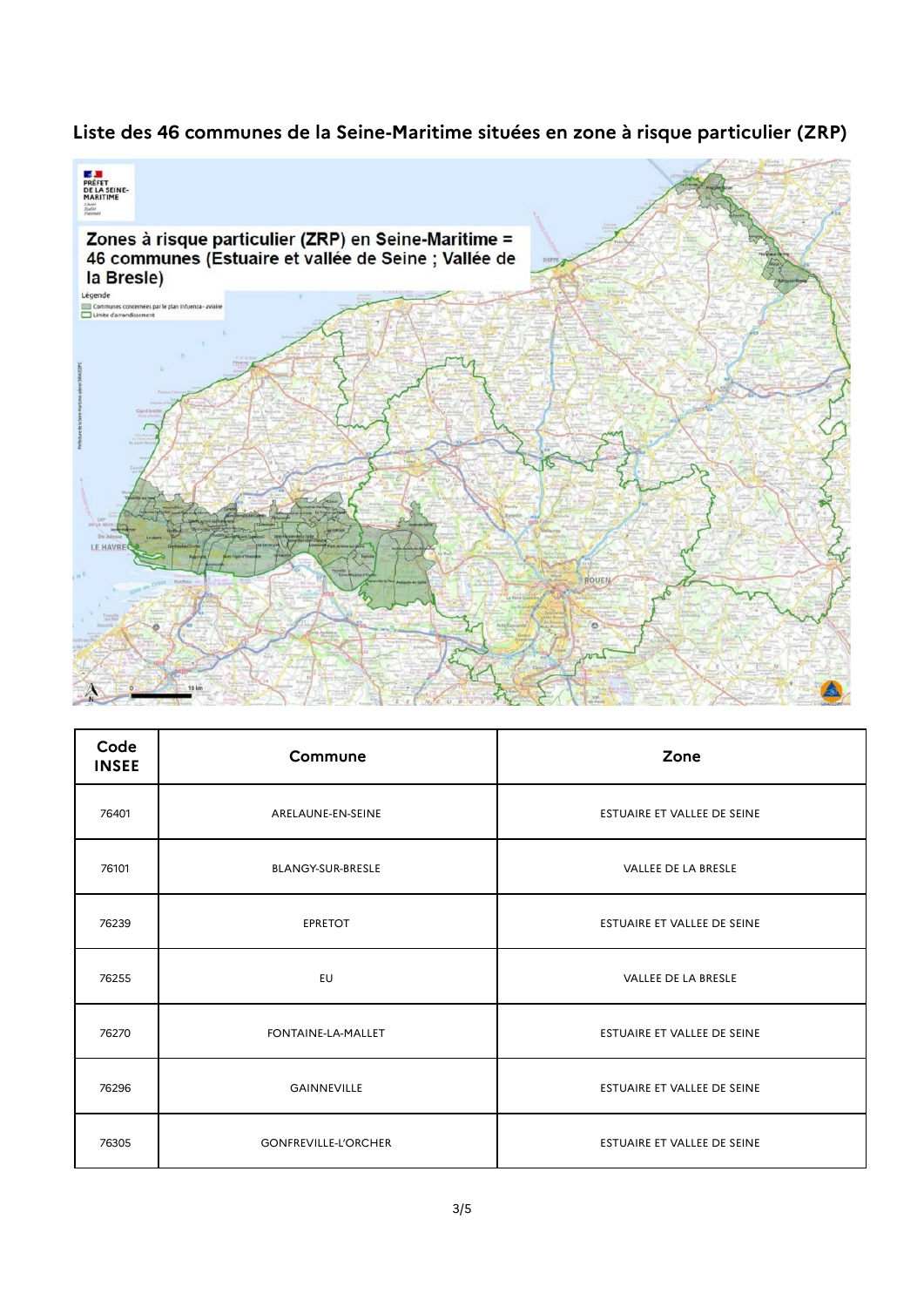## Liste des 46 communes de la Seine-Maritime situées en zone à risque particulier (ZRP)

| Code INSEE | Commune | Zone |
|---|---|---|
| 76401 | ARELAUNE-EN-SEINE | ESTUAIRE ET VALLEE DE SEINE |
| 76101 | BLANGY-SUR-BRESLE | VALLEE DE LA BRESLE |
| 76239 | EPRETOT | ESTUAIRE ET VALLEE DE SEINE |
| 76255 | EU | VALLEE DE LA BRESLE |
| 76270 | FONTAINE-LA-MALLET | ESTUAIRE ET VALLEE DE SEINE |
| 76296 | GAINNEVILLE | ESTUAIRE ET VALLEE DE SEINE |
| 76305 | GONFREVILLE-L'ORCHER | ESTUAIRE ET VALLEE DE SEINE |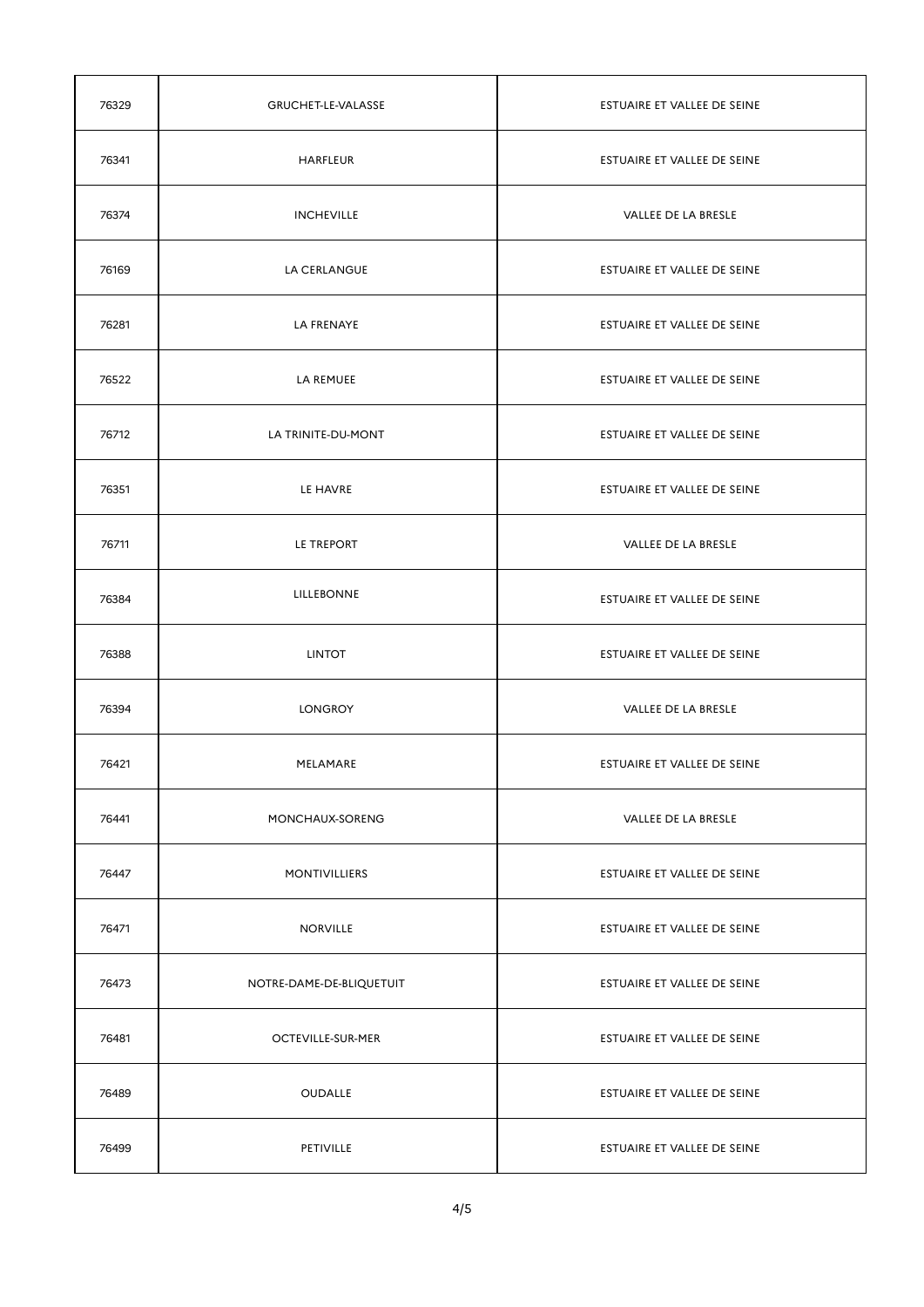| 76329 | GRUCHET-LE-VALASSE | ESTUAIRE ET VALLEE DE SEINE |
|---|---|---|
| 76341 | HARFLEUR | ESTUAIRE ET VALLEE DE SEINE |
| 76374 | INCHEVILLE | VALLEE DE LA BRESLE |
| 76169 | LA CERLANGUE | ESTUAIRE ET VALLEE DE SEINE |
| 76281 | LA FRENAYE | ESTUAIRE ET VALLEE DE SEINE |
| 76522 | LA REMUEE | ESTUAIRE ET VALLEE DE SEINE |
| 76712 | LA TRINITE-DU-MONT | ESTUAIRE ET VALLEE DE SEINE |
| 76351 | LE HAVRE | ESTUAIRE ET VALLEE DE SEINE |
| 76711 | LE TREPORT | VALLEE DE LA BRESLE |
| 76384 | LILLEBONNE | ESTUAIRE ET VALLEE DE SEINE |
| 76388 | LINTOT | ESTUAIRE ET VALLEE DE SEINE |
| 76394 | LONGROY | VALLEE DE LA BRESLE |
| 76421 | MELAMARE | ESTUAIRE ET VALLEE DE SEINE |
| 76441 | MONCHAUX-SORENG | VALLEE DE LA BRESLE |
| 76447 | MONTIVILLIERS | ESTUAIRE ET VALLEE DE SEINE |
| 76471 | NORVILLE | ESTUAIRE ET VALLEE DE SEINE |
| 76473 | NOTRE-DAME-DE-BLIQUETUIT | ESTUAIRE ET VALLEE DE SEINE |
| 76481 | OCTEVILLE-SUR-MER | ESTUAIRE ET VALLEE DE SEINE |
| 76489 | OUDALLE | ESTUAIRE ET VALLEE DE SEINE |
| 76499 | PETIVILLE | ESTUAIRE ET VALLEE DE SEINE |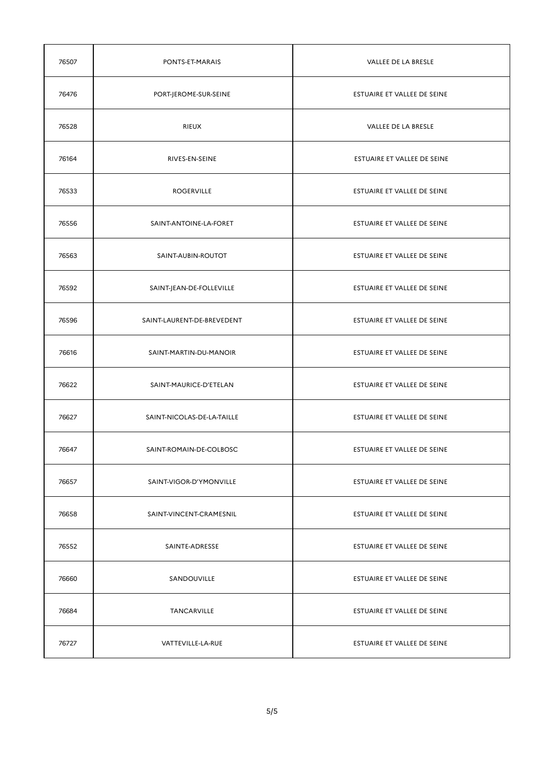| | | |
|---|---|---|
| 76507 | PONTS-ET-MARAIS | VALLEE DE LA BRESLE |
| 76476 | PORT-JEROME-SUR-SEINE | ESTUAIRE ET VALLEE DE SEINE |
| 76528 | RIEUX | VALLEE DE LA BRESLE |
| 76164 | RIVES-EN-SEINE | ESTUAIRE ET VALLEE DE SEINE |
| 76533 | ROGERVILLE | ESTUAIRE ET VALLEE DE SEINE |
| 76556 | SAINT-ANTOINE-LA-FORET | ESTUAIRE ET VALLEE DE SEINE |
| 76563 | SAINT-AUBIN-ROUTOT | ESTUAIRE ET VALLEE DE SEINE |
| 76592 | SAINT-JEAN-DE-FOLLEVILLE | ESTUAIRE ET VALLEE DE SEINE |
| 76596 | SAINT-LAURENT-DE-BREVEDENT | ESTUAIRE ET VALLEE DE SEINE |
| 76616 | SAINT-MARTIN-DU-MANOIR | ESTUAIRE ET VALLEE DE SEINE |
| 76622 | SAINT-MAURICE-D'ETELAN | ESTUAIRE ET VALLEE DE SEINE |
| 76627 | SAINT-NICOLAS-DE-LA-TAILLE | ESTUAIRE ET VALLEE DE SEINE |
| 76647 | SAINT-ROMAIN-DE-COLBOSC | ESTUAIRE ET VALLEE DE SEINE |
| 76657 | SAINT-VIGOR-D'YMONVILLE | ESTUAIRE ET VALLEE DE SEINE |
| 76658 | SAINT-VINCENT-CRAMESNIL | ESTUAIRE ET VALLEE DE SEINE |
| 76552 | SAINTE-ADRESSE | ESTUAIRE ET VALLEE DE SEINE |
| 76660 | SANDOUVILLE | ESTUAIRE ET VALLEE DE SEINE |
| 76684 | TANCARVILLE | ESTUAIRE ET VALLEE DE SEINE |
| 76727 | VATTEVILLE-LA-RUE | ESTUAIRE ET VALLEE DE SEINE |